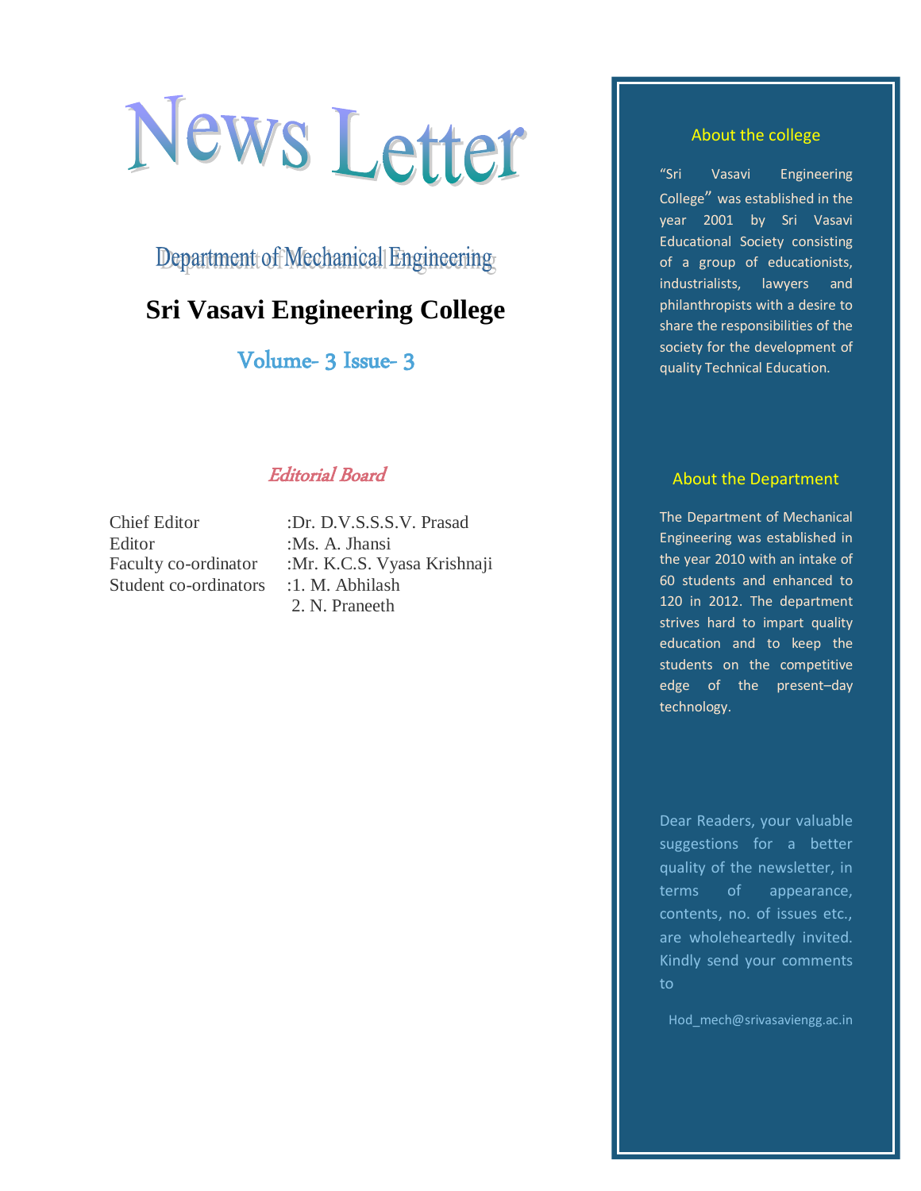# News Letter

## Department of Mechanical Engineering

## Sri Vasavi Engineering College

### Volume- 3 Issue- 3

### *Editorial Board*

| | |
|---|---|
| Chief Editor | :Dr. D.V.S.S.S.V. Prasad |
| Editor | :Ms. A. Jhansi |
| Faculty co-ordinator | :Mr. K.C.S. Vyasa Krishnaji |
| Student co-ordinators | :1. M. Abhilash |
| | 2. N. Praneeth |

### About the college

"Sri Vasavi Engineering College" was established in the year 2001 by Sri Vasavi Educational Society consisting of a group of educationists, industrialists, lawyers and philanthropists with a desire to share the responsibilities of the society for the development of quality Technical Education.

### About the Department

The Department of Mechanical Engineering was established in the year 2010 with an intake of 60 students and enhanced to 120 in 2012. The department strives hard to impart quality education and to keep the students on the competitive edge of the present–day technology.

Dear Readers, your valuable suggestions for a better quality of the newsletter, in terms of appearance, contents, no. of issues etc., are wholeheartedly invited. Kindly send your comments to

Hod_mech@srivasaviengg.ac.in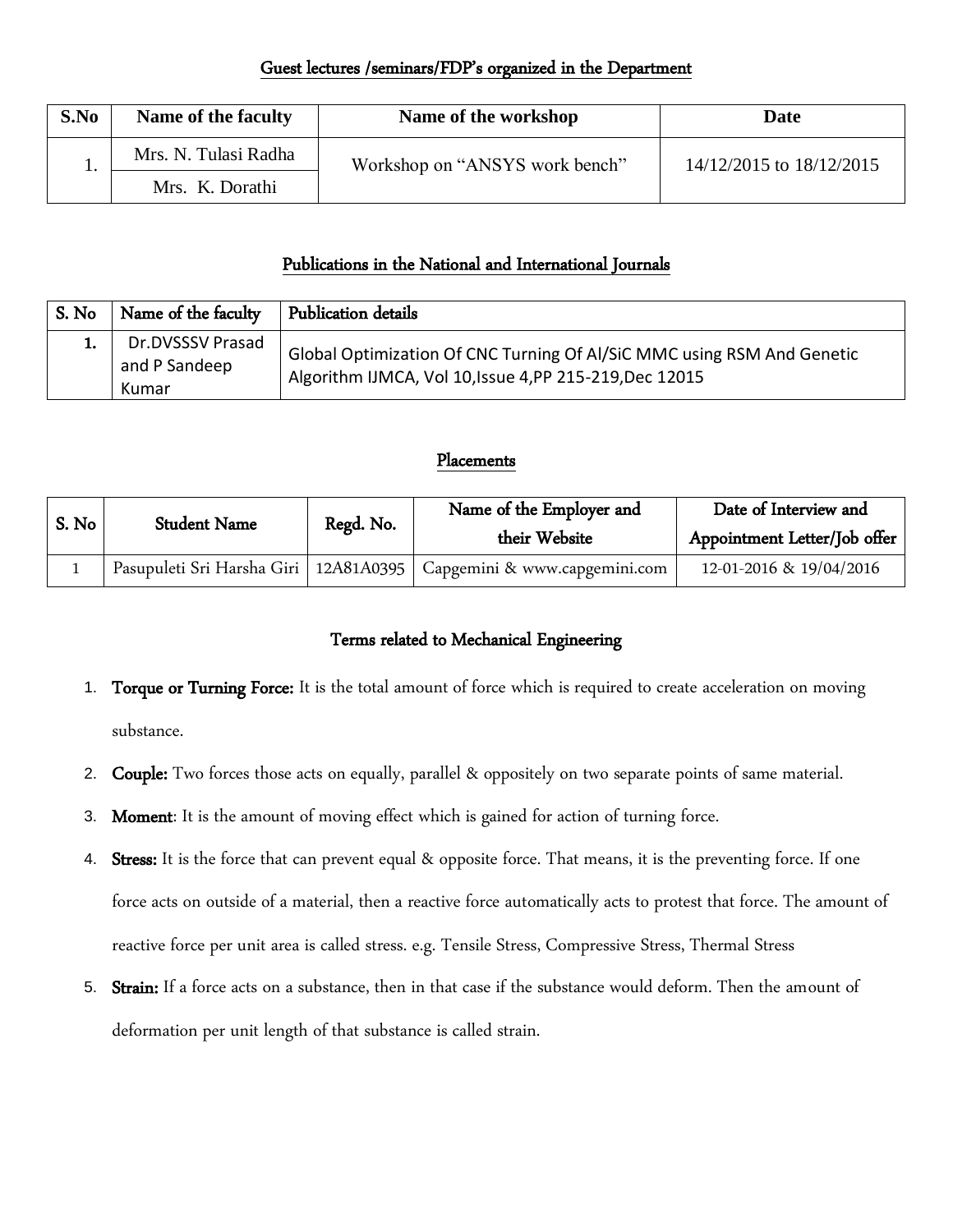## Guest lectures /seminars/FDP's organized in the Department

| S.No | Name of the faculty | Name of the workshop | Date |
|---|---|---|---|
| 1. | Mrs. N. Tulasi Radha | Workshop on "ANSYS work bench" | 14/12/2015 to 18/12/2015 |
| | Mrs. K. Dorathi | | |

## Publications in the National and International Journals

| S. No | Name of the faculty | Publication details |
|---|---|---|
| **1.** | Dr.DVSSSV Prasad and P Sandeep Kumar | Global Optimization Of CNC Turning Of Al/SiC MMC using RSM And Genetic Algorithm IJMCA, Vol 10,Issue 4,PP 215-219,Dec 12015 |

## Placements

| S. No | Student Name | Regd. No. | Name of the Employer and their Website | Date of Interview and Appointment Letter/Job offer |
|---|---|---|---|---|
| 1 | Pasupuleti Sri Harsha Giri | 12A81A0395 | Capgemini & www.capgemini.com | 12-01-2016 & 19/04/2016 |

## Terms related to Mechanical Engineering

1. **Torque or Turning Force:** It is the total amount of force which is required to create acceleration on moving substance.
2. **Couple:** Two forces those acts on equally, parallel & oppositely on two separate points of same material.
3. **Moment**: It is the amount of moving effect which is gained for action of turning force.
4. **Stress:** It is the force that can prevent equal & opposite force. That means, it is the preventing force. If one force acts on outside of a material, then a reactive force automatically acts to protest that force. The amount of reactive force per unit area is called stress. e.g. Tensile Stress, Compressive Stress, Thermal Stress
5. **Strain:** If a force acts on a substance, then in that case if the substance would deform. Then the amount of deformation per unit length of that substance is called strain.